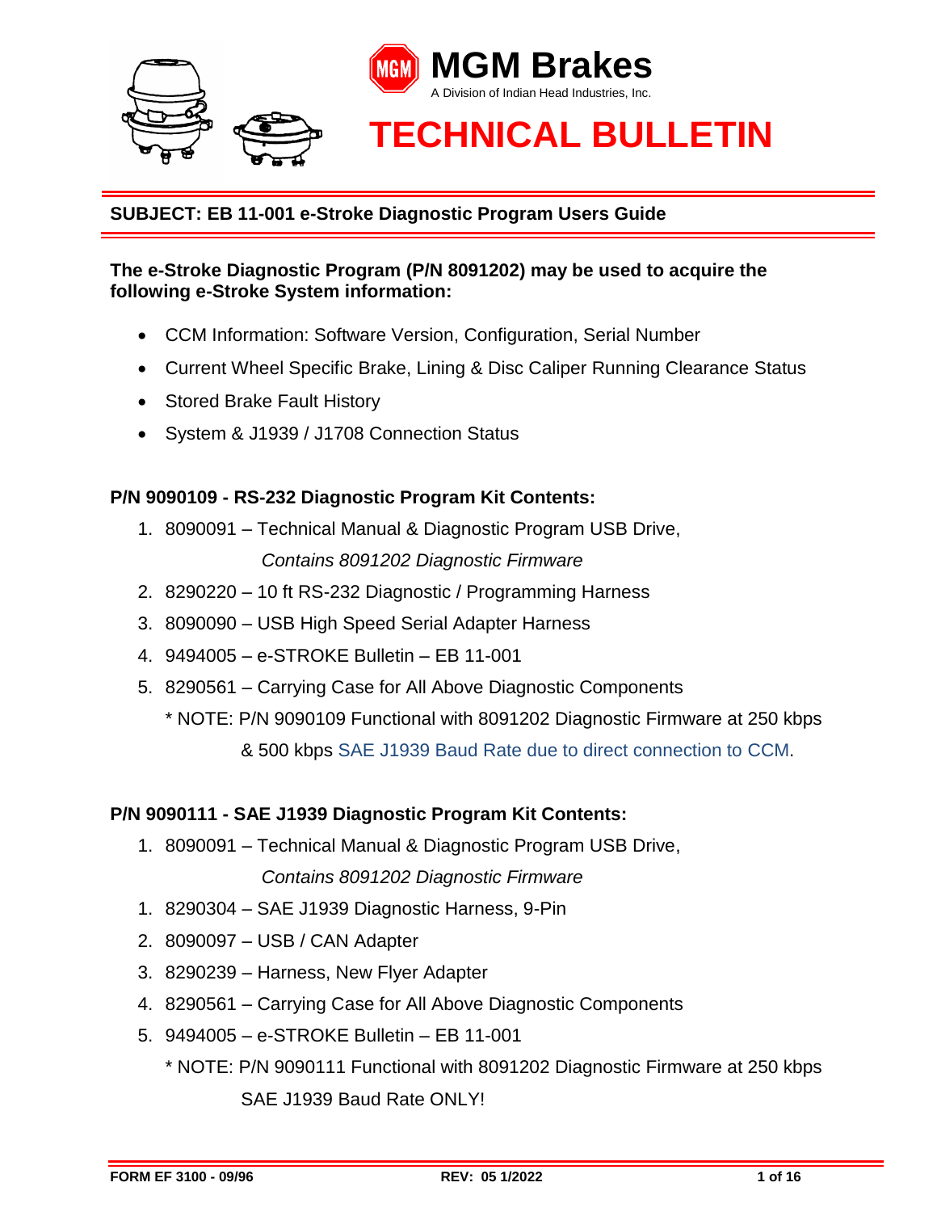# MGM Brakes

A Division of Indian Head Industries, Inc.

# TECHNICAL BULLETIN

## SUBJECT: EB 11-001 e-Stroke Diagnostic Program Users Guide

**The e-Stroke Diagnostic Program (P/N 8091202) may be used to acquire the following e-Stroke System information:**

- CCM Information: Software Version, Configuration, Serial Number
- Current Wheel Specific Brake, Lining & Disc Caliper Running Clearance Status
- Stored Brake Fault History
- System & J1939 / J1708 Connection Status

**P/N 9090109 - RS-232 Diagnostic Program Kit Contents:**

1. 8090091 – Technical Manual & Diagnostic Program USB Drive,
   *Contains 8091202 Diagnostic Firmware*
2. 8290220 – 10 ft RS-232 Diagnostic / Programming Harness
3. 8090090 – USB High Speed Serial Adapter Harness
4. 9494005 – e-STROKE Bulletin – EB 11-001
5. 8290561 – Carrying Case for All Above Diagnostic Components

   * NOTE: P/N 9090109 Functional with 8091202 Diagnostic Firmware at 250 kbps & 500 kbps SAE J1939 Baud Rate due to direct connection to CCM.

**P/N 9090111 - SAE J1939 Diagnostic Program Kit Contents:**

1. 8090091 – Technical Manual & Diagnostic Program USB Drive,
   *Contains 8091202 Diagnostic Firmware*
1. 8290304 – SAE J1939 Diagnostic Harness, 9-Pin
2. 8090097 – USB / CAN Adapter
3. 8290239 – Harness, New Flyer Adapter
4. 8290561 – Carrying Case for All Above Diagnostic Components
5. 9494005 – e-STROKE Bulletin – EB 11-001

   * NOTE: P/N 9090111 Functional with 8091202 Diagnostic Firmware at 250 kbps SAE J1939 Baud Rate ONLY!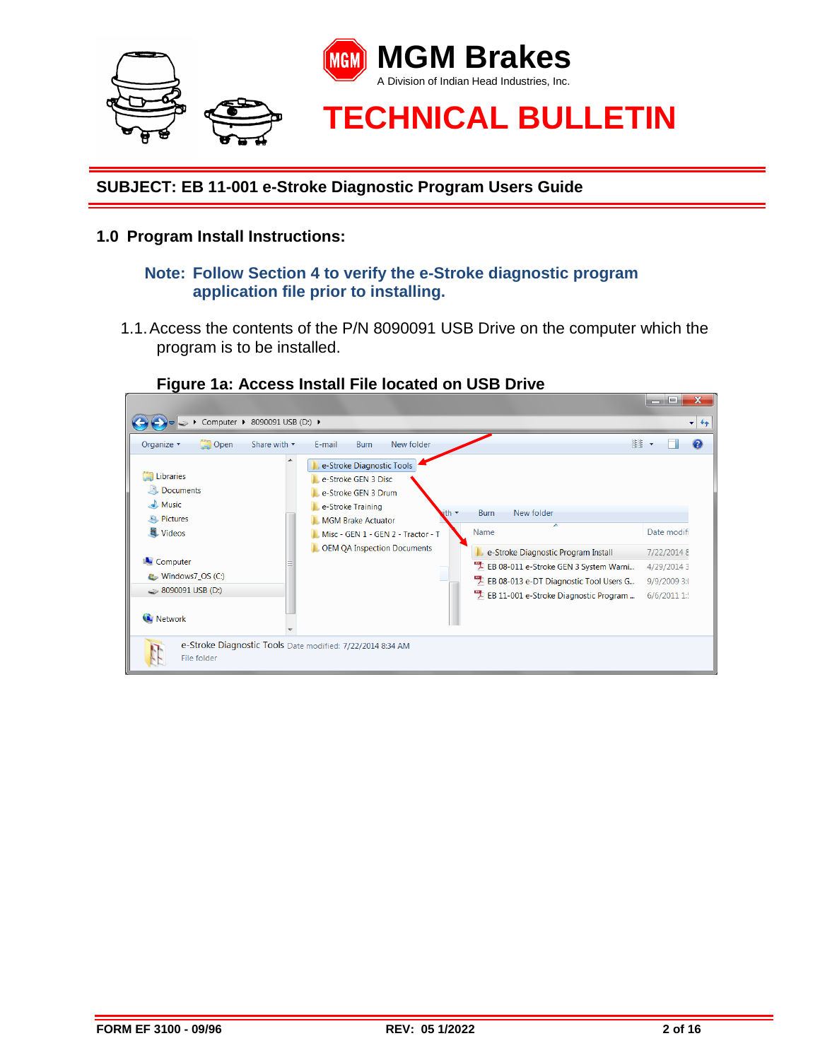**SUBJECT: EB 11-001 e-Stroke Diagnostic Program Users Guide**

## 1.0 Program Install Instructions:

**Note: Follow Section 4 to verify the e-Stroke diagnostic program application file prior to installing.**

1.1. Access the contents of the P/N 8090091 USB Drive on the computer which the program is to be installed.

**Figure 1a: Access Install File located on USB Drive**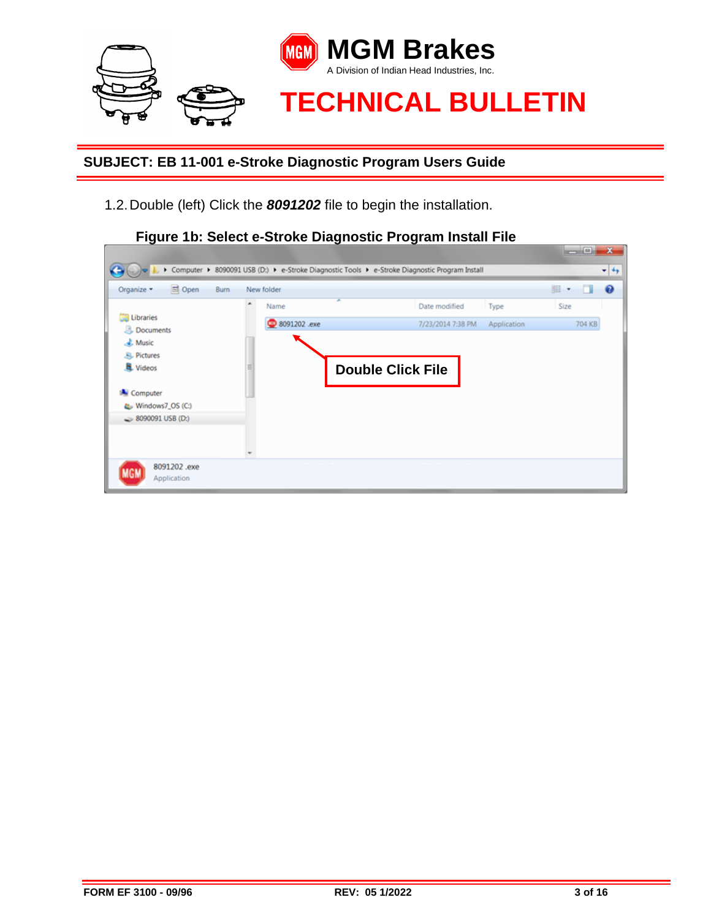# MGM Brakes

A Division of Indian Head Industries, Inc.

# TECHNICAL BULLETIN

## SUBJECT: EB 11-001 e-Stroke Diagnostic Program Users Guide

1.2. Double (left) Click the ***8091202*** file to begin the installation.

**Figure 1b: Select e-Stroke Diagnostic Program Install File**

Computer ▸ 8090091 USB (D:) ▸ e-Stroke Diagnostic Tools ▸ e-Stroke Diagnostic Program Install

| Name | Date modified | Type | Size |
|---|---|---|---|
| 8091202 .exe | 7/23/2014 7:38 PM | Application | 704 KB |

**Double Click File**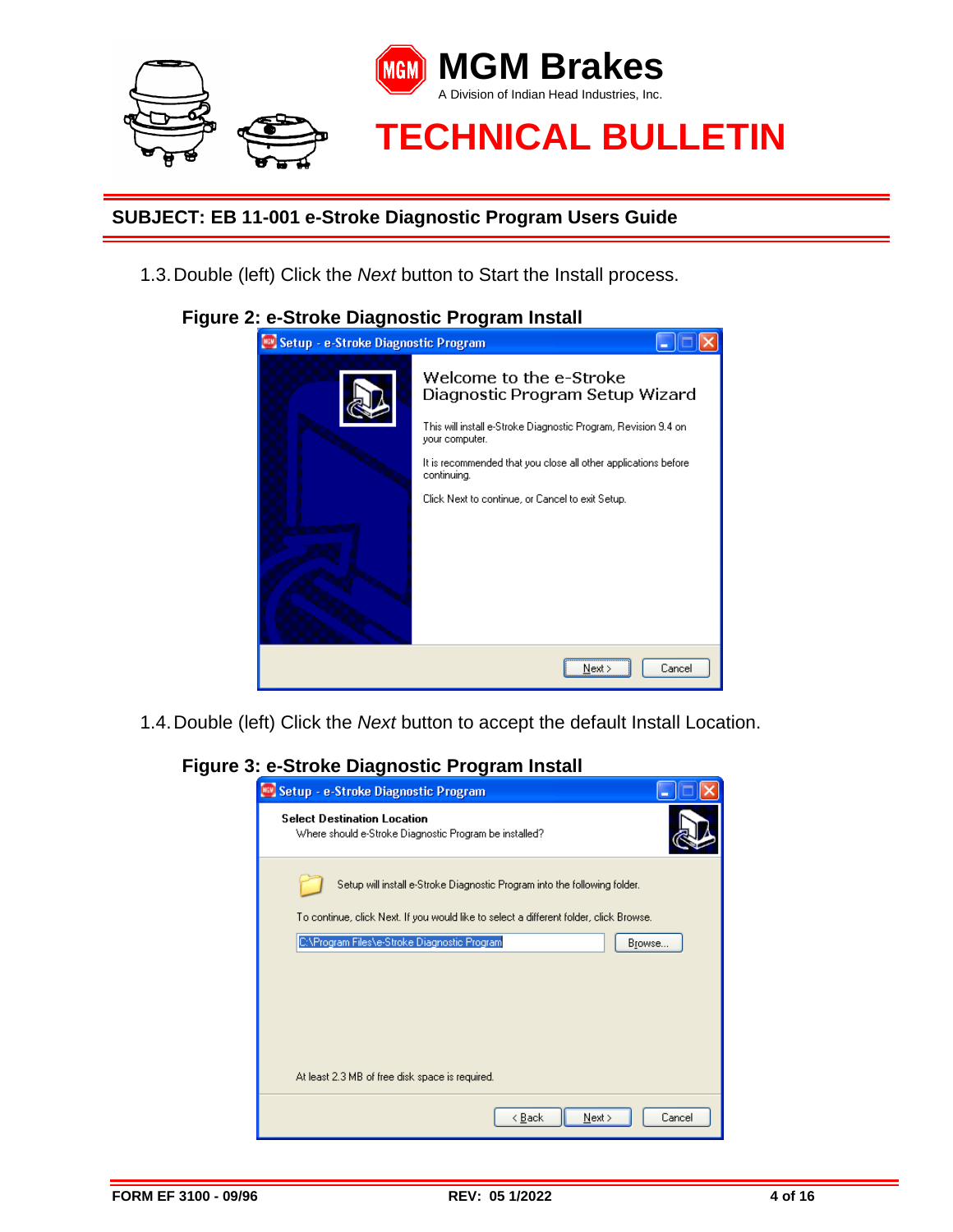**SUBJECT: EB 11-001 e-Stroke Diagnostic Program Users Guide**

1.3. Double (left) Click the *Next* button to Start the Install process.

**Figure 2: e-Stroke Diagnostic Program Install**

1.4. Double (left) Click the *Next* button to accept the default Install Location.

**Figure 3: e-Stroke Diagnostic Program Install**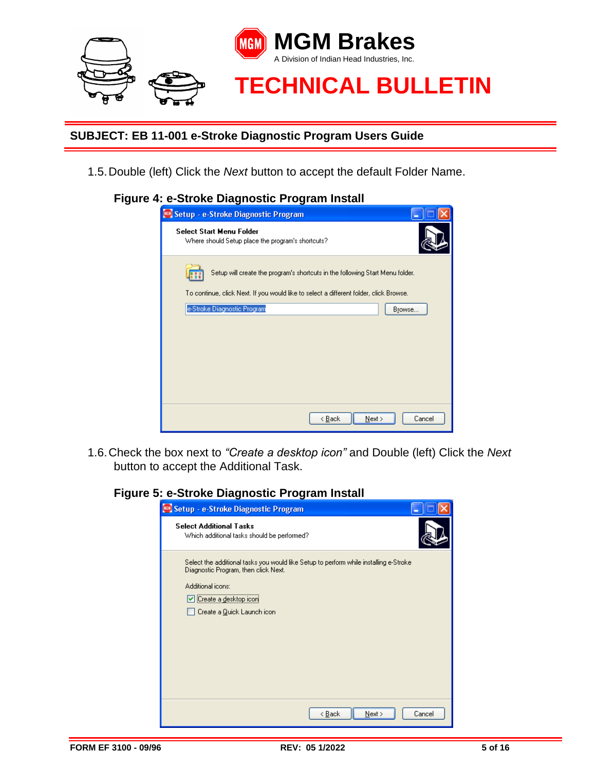**SUBJECT: EB 11-001 e-Stroke Diagnostic Program Users Guide**

1.5. Double (left) Click the *Next* button to accept the default Folder Name.

**Figure 4: e-Stroke Diagnostic Program Install**

1.6. Check the box next to *"Create a desktop icon"* and Double (left) Click the *Next* button to accept the Additional Task.

**Figure 5: e-Stroke Diagnostic Program Install**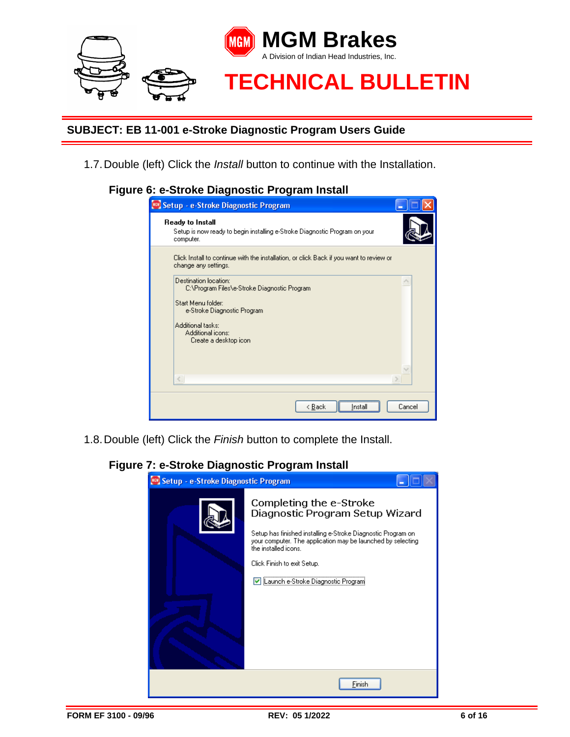**SUBJECT: EB 11-001 e-Stroke Diagnostic Program Users Guide**

1.7. Double (left) Click the *Install* button to continue with the Installation.

**Figure 6: e-Stroke Diagnostic Program Install**

1.8. Double (left) Click the *Finish* button to complete the Install.

**Figure 7: e-Stroke Diagnostic Program Install**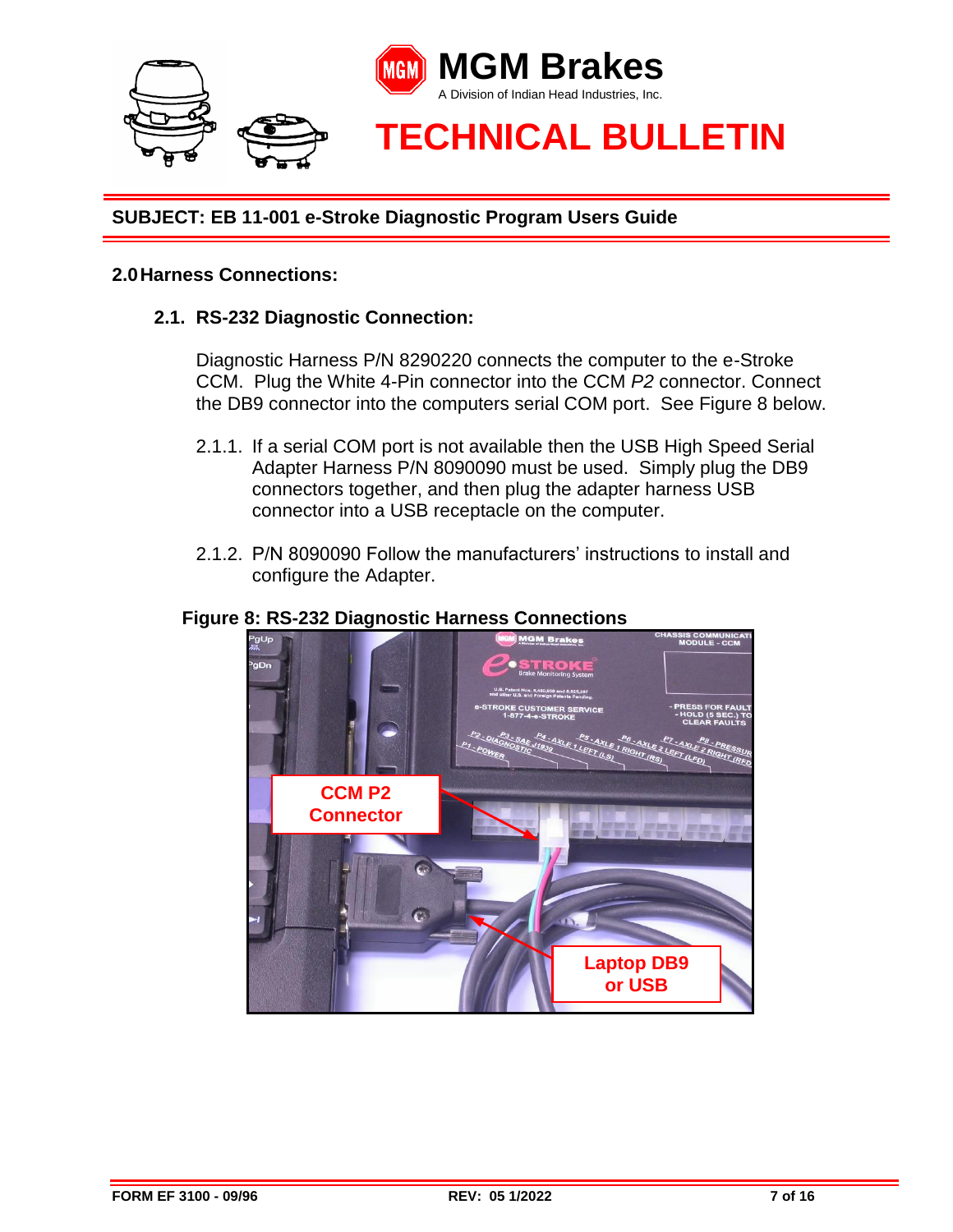**SUBJECT: EB 11-001 e-Stroke Diagnostic Program Users Guide**

## 2.0 Harness Connections:

### 2.1. RS-232 Diagnostic Connection:

Diagnostic Harness P/N 8290220 connects the computer to the e-Stroke CCM. Plug the White 4-Pin connector into the CCM *P2* connector. Connect the DB9 connector into the computers serial COM port. See Figure 8 below.

2.1.1. If a serial COM port is not available then the USB High Speed Serial Adapter Harness P/N 8090090 must be used. Simply plug the DB9 connectors together, and then plug the adapter harness USB connector into a USB receptacle on the computer.

2.1.2. P/N 8090090 Follow the manufacturers' instructions to install and configure the Adapter.

**Figure 8: RS-232 Diagnostic Harness Connections**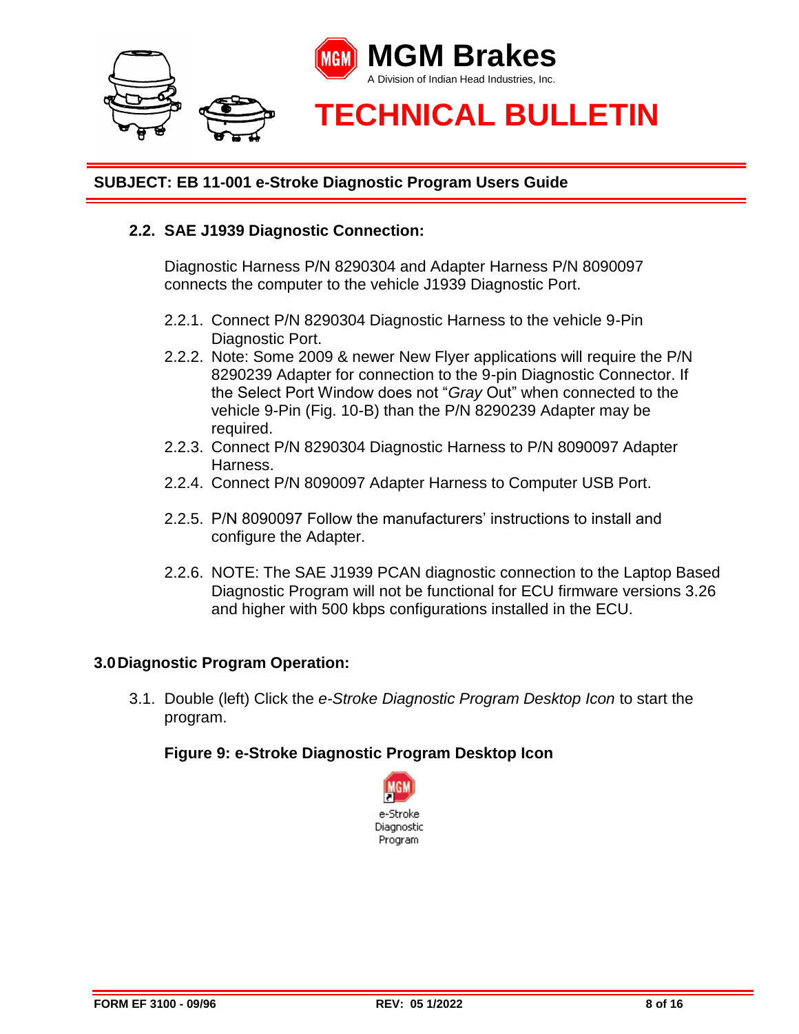**SUBJECT: EB 11-001 e-Stroke Diagnostic Program Users Guide**

### 2.2. SAE J1939 Diagnostic Connection:

Diagnostic Harness P/N 8290304 and Adapter Harness P/N 8090097 connects the computer to the vehicle J1939 Diagnostic Port.

- 2.2.1. Connect P/N 8290304 Diagnostic Harness to the vehicle 9-Pin Diagnostic Port.
- 2.2.2. Note: Some 2009 & newer New Flyer applications will require the P/N 8290239 Adapter for connection to the 9-pin Diagnostic Connector. If the Select Port Window does not "*Gray* Out" when connected to the vehicle 9-Pin (Fig. 10-B) than the P/N 8290239 Adapter may be required.
- 2.2.3. Connect P/N 8290304 Diagnostic Harness to P/N 8090097 Adapter Harness.
- 2.2.4. Connect P/N 8090097 Adapter Harness to Computer USB Port.
- 2.2.5. P/N 8090097 Follow the manufacturers' instructions to install and configure the Adapter.
- 2.2.6. NOTE: The SAE J1939 PCAN diagnostic connection to the Laptop Based Diagnostic Program will not be functional for ECU firmware versions 3.26 and higher with 500 kbps configurations installed in the ECU.

## 3.0 Diagnostic Program Operation:

3.1. Double (left) Click the *e-Stroke Diagnostic Program Desktop Icon* to start the program.

**Figure 9: e-Stroke Diagnostic Program Desktop Icon**

e-Stroke Diagnostic Program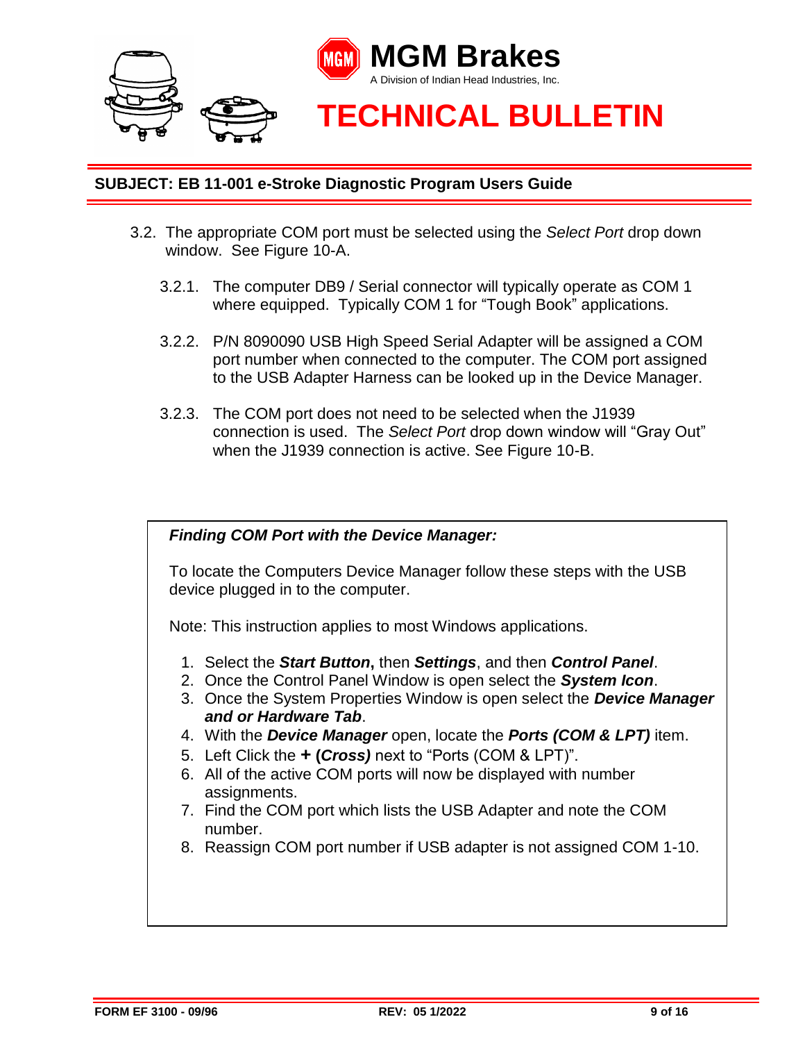**SUBJECT: EB 11-001 e-Stroke Diagnostic Program Users Guide**

3.2. The appropriate COM port must be selected using the *Select Port* drop down window. See Figure 10-A.

3.2.1. The computer DB9 / Serial connector will typically operate as COM 1 where equipped. Typically COM 1 for "Tough Book" applications.

3.2.2. P/N 8090090 USB High Speed Serial Adapter will be assigned a COM port number when connected to the computer. The COM port assigned to the USB Adapter Harness can be looked up in the Device Manager.

3.2.3. The COM port does not need to be selected when the J1939 connection is used. The *Select Port* drop down window will "Gray Out" when the J1939 connection is active. See Figure 10-B.

***Finding COM Port with the Device Manager:***

To locate the Computers Device Manager follow these steps with the USB device plugged in to the computer.

Note: This instruction applies to most Windows applications.

1. Select the ***Start Button*, **then ***Settings***, and then ***Control Panel***.
2. Once the Control Panel Window is open select the ***System Icon***.
3. Once the System Properties Window is open select the ***Device Manager and or Hardware Tab***.
4. With the ***Device Manager*** open, locate the ***Ports (COM & LPT)*** item.
5. Left Click the **+ (*Cross)*** next to "Ports (COM & LPT)".
6. All of the active COM ports will now be displayed with number assignments.
7. Find the COM port which lists the USB Adapter and note the COM number.
8. Reassign COM port number if USB adapter is not assigned COM 1-10.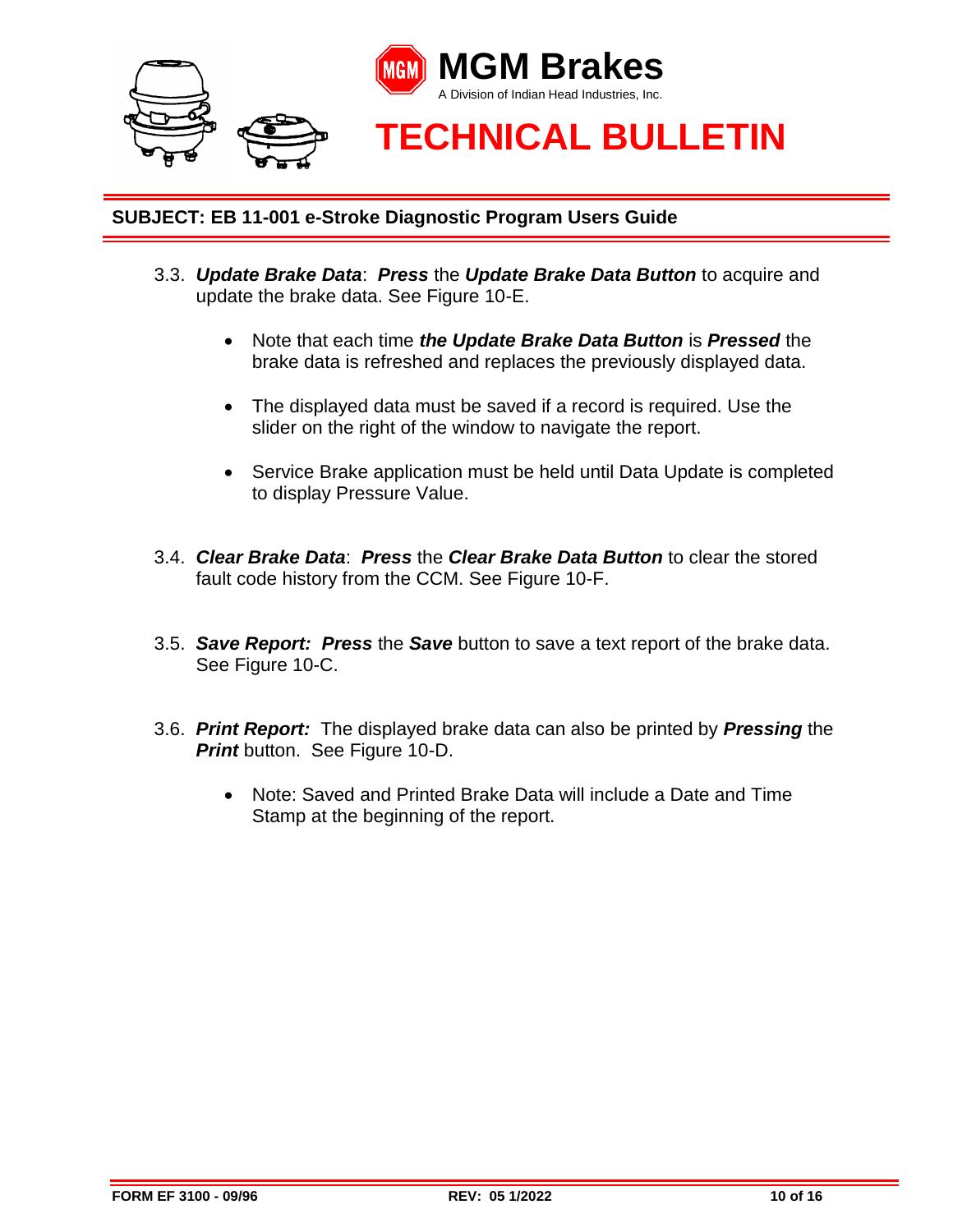3.3. ***Update Brake Data***: ***Press*** the ***Update Brake Data Button*** to acquire and update the brake data. See Figure 10-E.

- Note that each time ***the Update Brake Data Button*** is ***Pressed*** the brake data is refreshed and replaces the previously displayed data.
- The displayed data must be saved if a record is required. Use the slider on the right of the window to navigate the report.
- Service Brake application must be held until Data Update is completed to display Pressure Value.

3.4. ***Clear Brake Data***: ***Press*** the ***Clear Brake Data Button*** to clear the stored fault code history from the CCM. See Figure 10-F.

3.5. ***Save Report: Press*** the ***Save*** button to save a text report of the brake data. See Figure 10-C.

3.6. ***Print Report:*** The displayed brake data can also be printed by ***Pressing*** the ***Print*** button. See Figure 10-D.

- Note: Saved and Printed Brake Data will include a Date and Time Stamp at the beginning of the report.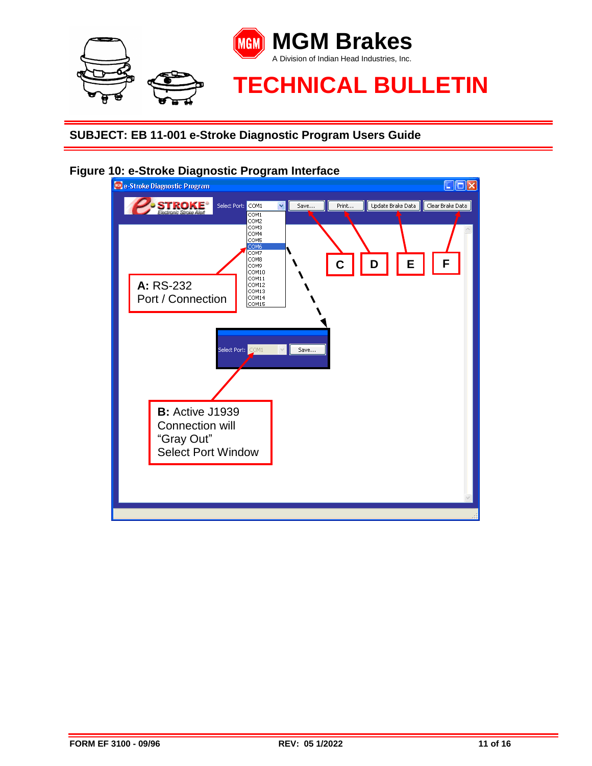## SUBJECT: EB 11-001 e-Stroke Diagnostic Program Users Guide

**Figure 10: e-Stroke Diagnostic Program Interface**

e-Stroke Diagnostic Program

Select Port: COM1 | Save... | Print... | Update Brake Data | Clear Brake Data

COM1
COM2
COM3
COM4
COM5
COM6
COM7
COM8
COM9
COM10
COM11
COM12
COM13
COM14
COM15

C D E F

**A:** RS-232 Port / Connection

Select Port: COM1 | Save...

**B:** Active J1939 Connection will "Gray Out" Select Port Window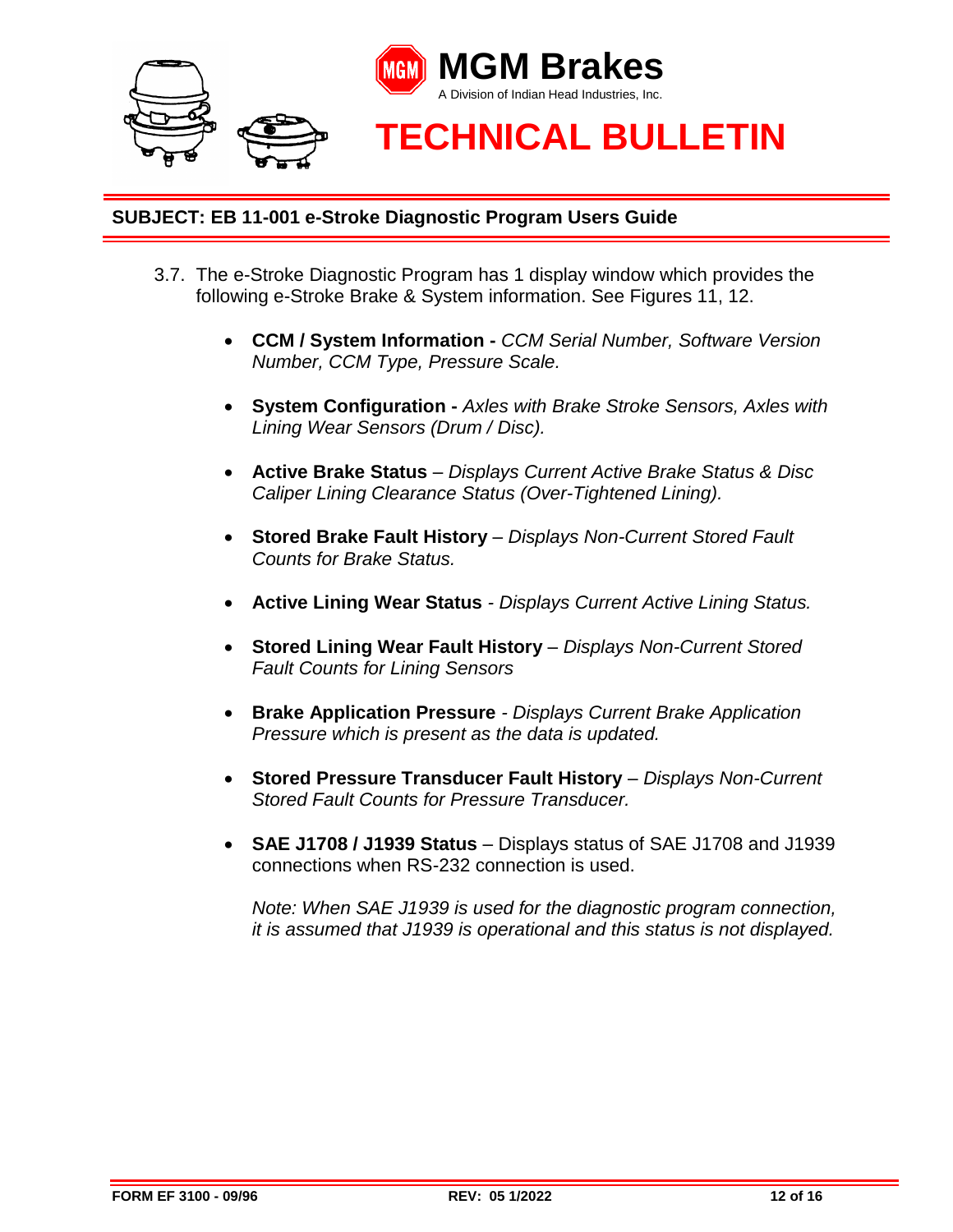**SUBJECT: EB 11-001 e-Stroke Diagnostic Program Users Guide**

3.7. The e-Stroke Diagnostic Program has 1 display window which provides the following e-Stroke Brake & System information. See Figures 11, 12.

- **CCM / System Information -** *CCM Serial Number, Software Version Number, CCM Type, Pressure Scale.*
- **System Configuration -** *Axles with Brake Stroke Sensors, Axles with Lining Wear Sensors (Drum / Disc).*
- **Active Brake Status** – *Displays Current Active Brake Status & Disc Caliper Lining Clearance Status (Over-Tightened Lining).*
- **Stored Brake Fault History** – *Displays Non-Current Stored Fault Counts for Brake Status.*
- **Active Lining Wear Status** - *Displays Current Active Lining Status.*
- **Stored Lining Wear Fault History** – *Displays Non-Current Stored Fault Counts for Lining Sensors*
- **Brake Application Pressure** - *Displays Current Brake Application Pressure which is present as the data is updated.*
- **Stored Pressure Transducer Fault History** – *Displays Non-Current Stored Fault Counts for Pressure Transducer.*
- **SAE J1708 / J1939 Status** – Displays status of SAE J1708 and J1939 connections when RS-232 connection is used.

  *Note: When SAE J1939 is used for the diagnostic program connection, it is assumed that J1939 is operational and this status is not displayed.*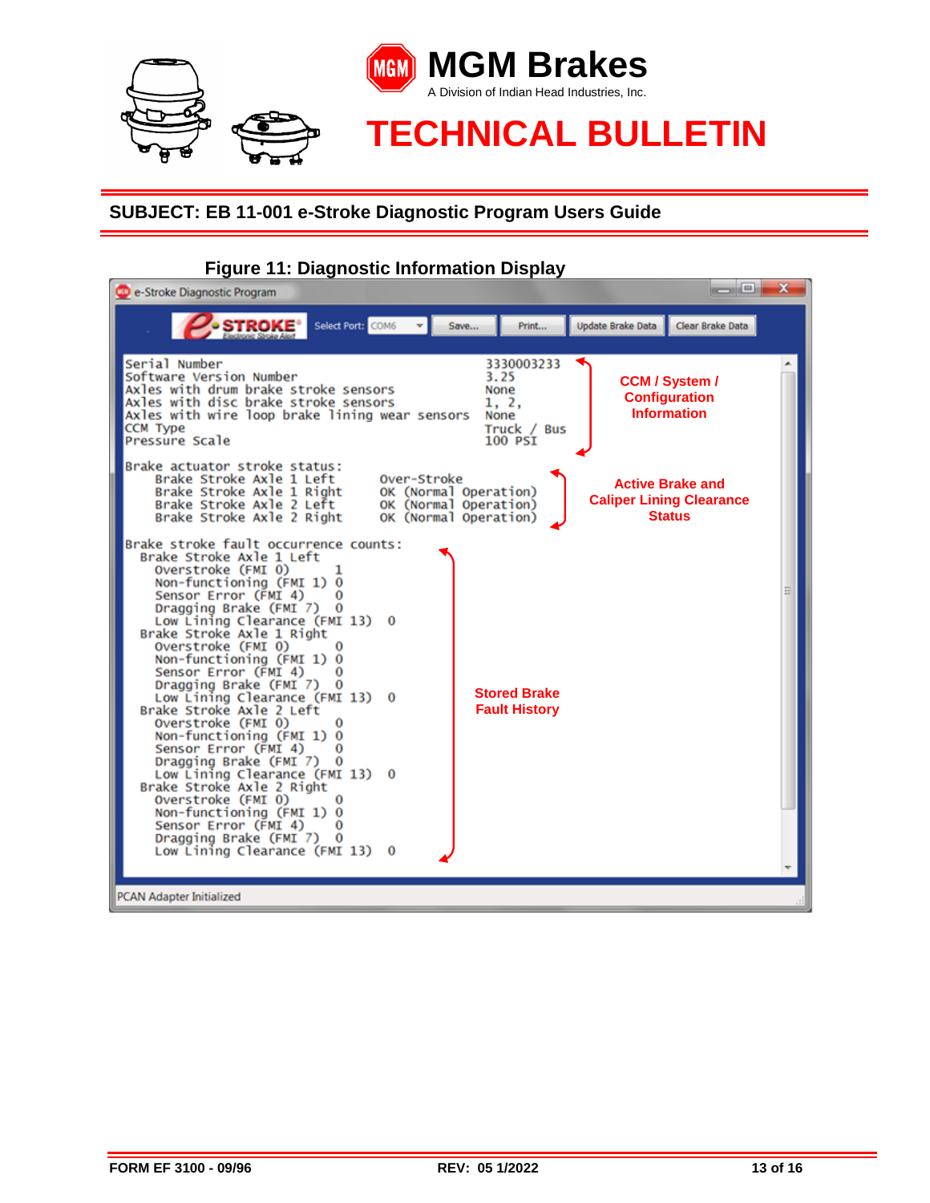**SUBJECT: EB 11-001 e-Stroke Diagnostic Program Users Guide**

**Figure 11: Diagnostic Information Display**

```
Serial Number                                      3330003233
Software Version Number                            3.25
Axles with drum brake stroke sensors               None
Axles with disc brake stroke sensors               1, 2,
Axles with wire loop brake lining wear sensors     None
CCM Type                                           Truck / Bus
Pressure Scale                                     100 PSI

Brake actuator stroke status:
    Brake Stroke Axle 1 Left        Over-Stroke
    Brake Stroke Axle 1 Right       OK (Normal Operation)
    Brake Stroke Axle 2 Left        OK (Normal Operation)
    Brake Stroke Axle 2 Right       OK (Normal Operation)

Brake stroke fault occurrence counts:
  Brake Stroke Axle 1 Left
    Overstroke (FMI 0)          1
    Non-functioning (FMI 1)     0
    Sensor Error (FMI 4)        0
    Dragging Brake (FMI 7)      0
    Low Lining Clearance (FMI 13)   0
  Brake Stroke Axle 1 Right
    Overstroke (FMI 0)          0
    Non-functioning (FMI 1)     0
    Sensor Error (FMI 4)        0
    Dragging Brake (FMI 7)      0
    Low Lining Clearance (FMI 13)   0
  Brake Stroke Axle 2 Left
    Overstroke (FMI 0)          0
    Non-functioning (FMI 1)     0
    Sensor Error (FMI 4)        0
    Dragging Brake (FMI 7)      0
    Low Lining Clearance (FMI 13)   0
  Brake Stroke Axle 2 Right
    Overstroke (FMI 0)          0
    Non-functioning (FMI 1)     0
    Sensor Error (FMI 4)        0
    Dragging Brake (FMI 7)      0
    Low Lining Clearance (FMI 13)   0
```

- **CCM / System / Configuration Information**
- **Active Brake and Caliper Lining Clearance Status**
- **Stored Brake Fault History**

PCAN Adapter Initialized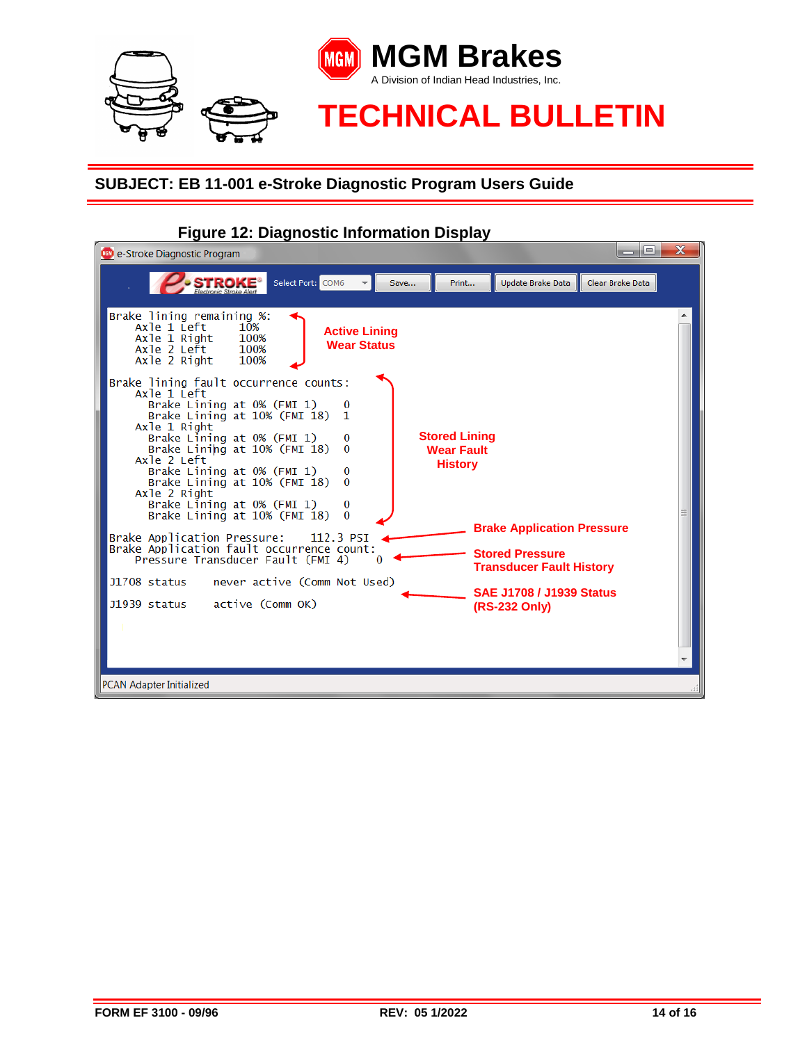# TECHNICAL BULLETIN

## SUBJECT: EB 11-001 e-Stroke Diagnostic Program Users Guide

**Figure 12: Diagnostic Information Display**

```
Brake lining remaining %:
    Axle 1 Left      10%
    Axle 1 Right     100%
    Axle 2 Left      100%
    Axle 2 Right     100%

Brake lining fault occurrence counts:
    Axle 1 Left
      Brake Lining at 0% (FMI 1)     0
      Brake Lining at 10% (FMI 18)   1
    Axle 1 Right
      Brake Lining at 0% (FMI 1)     0
      Brake Lining at 10% (FMI 18)   0
    Axle 2 Left
      Brake Lining at 0% (FMI 1)     0
      Brake Lining at 10% (FMI 18)   0
    Axle 2 Right
      Brake Lining at 0% (FMI 1)     0
      Brake Lining at 10% (FMI 18)   0

Brake Application Pressure:     112.3 PSI
Brake Application fault occurrence count:
    Pressure Transducer Fault (FMI 4)     0

J1708 status     never active (Comm Not Used)

J1939 status     active (Comm OK)
```

Annotations: Active Lining Wear Status; Stored Lining Wear Fault History; Brake Application Pressure; Stored Pressure Transducer Fault History; SAE J1708 / J1939 Status (RS-232 Only)

PCAN Adapter Initialized

FORM EF 3100 - 09/96 REV: 05 1/2022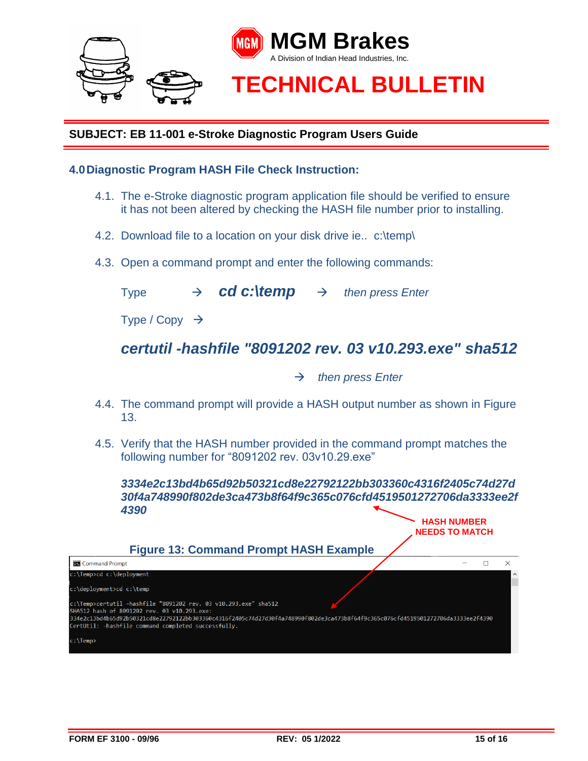**SUBJECT: EB 11-001 e-Stroke Diagnostic Program Users Guide**

## 4.0 Diagnostic Program HASH File Check Instruction:

4.1. The e-Stroke diagnostic program application file should be verified to ensure it has not been altered by checking the HASH file number prior to installing.

4.2. Download file to a location on your disk drive ie.. c:\temp\

4.3. Open a command prompt and enter the following commands:

Type → ***cd c:\temp*** → *then press Enter*

Type / Copy →

***certutil -hashfile "8091202 rev. 03 v10.293.exe" sha512***

→ *then press Enter*

4.4. The command prompt will provide a HASH output number as shown in Figure 13.

4.5. Verify that the HASH number provided in the command prompt matches the following number for “8091202 rev. 03v10.29.exe”

***3334e2c13bd4b65d92b50321cd8e22792122bb303360c4316f2405c74d27d30f4a748990f802de3ca473b8f64f9c365c076cfd4519501272706da3333ee2f4390***

**HASH NUMBER NEEDS TO MATCH**

**Figure 13: Command Prompt HASH Example**

```
c:\Temp>cd c:\deployment

c:\deployment>cd c:\temp

c:\Temp>certutil -hashfile "8091202 rev. 03 v10.293.exe" sha512
SHA512 hash of 8091202 rev. 03 v10.293.exe:
334e2c13bd4b65d92b50321cd8e22792122bb303360c4316f2405c74d27d30f4a748990f802de3ca473b8f64f9c365c076cfd4519501272706da3333ee2f4390
CertUtil: -hashfile command completed successfully.

c:\Temp>
```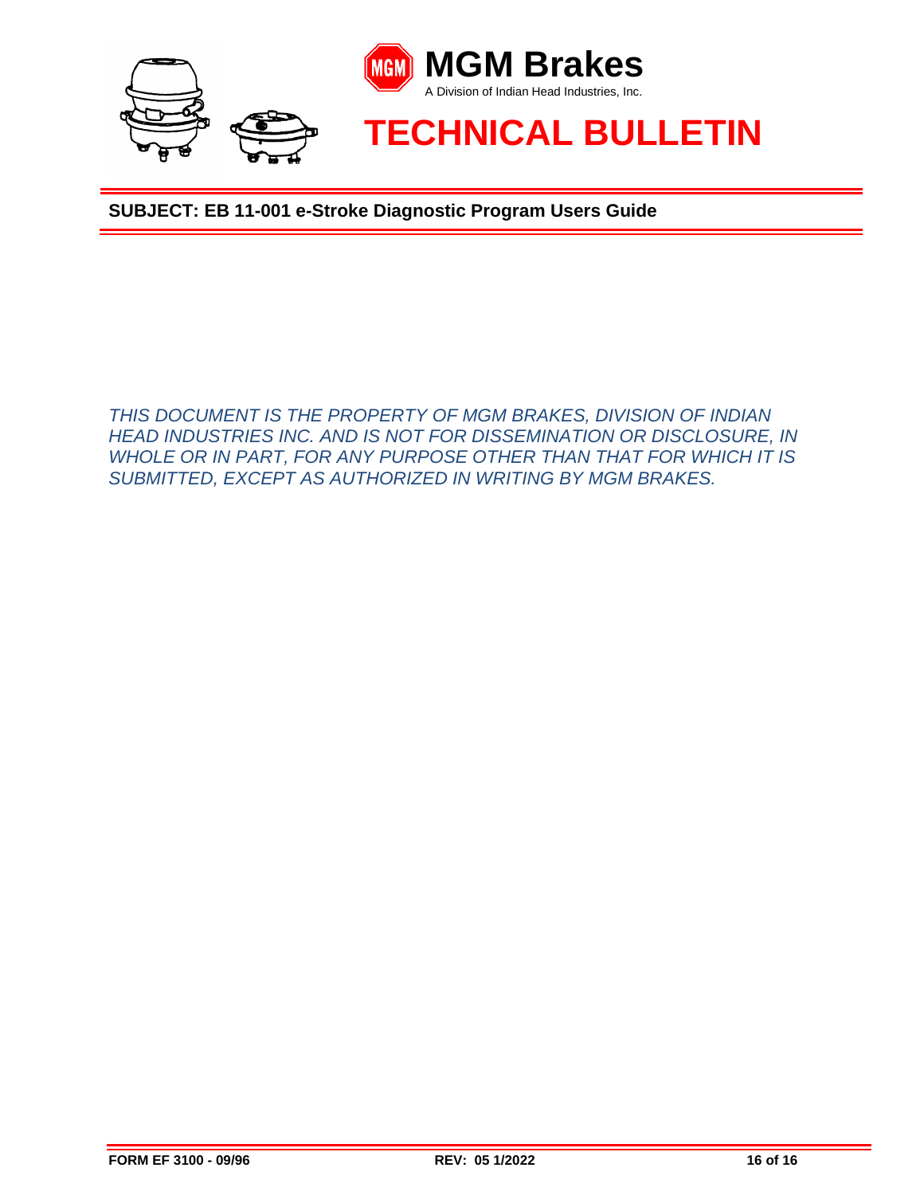**SUBJECT: EB 11-001 e-Stroke Diagnostic Program Users Guide**

*THIS DOCUMENT IS THE PROPERTY OF MGM BRAKES, DIVISION OF INDIAN HEAD INDUSTRIES INC. AND IS NOT FOR DISSEMINATION OR DISCLOSURE, IN WHOLE OR IN PART, FOR ANY PURPOSE OTHER THAN THAT FOR WHICH IT IS SUBMITTED, EXCEPT AS AUTHORIZED IN WRITING BY MGM BRAKES.*